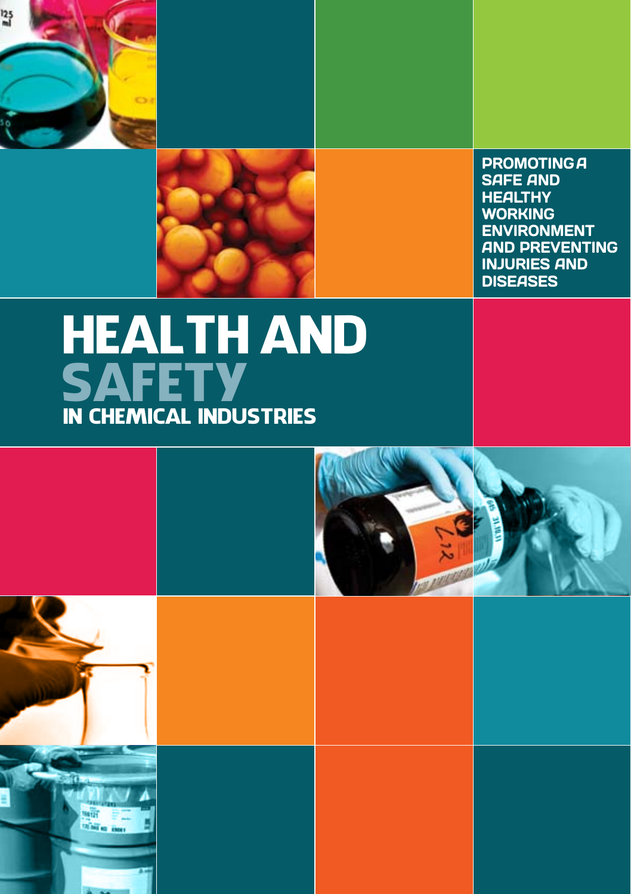# HEALTH AND SAFETY IN CHEMICAL INDUSTRIES

PROMOTING A SAFE AND HEALTHY WORKING ENVIRONMENT AND PREVENTING INJURIES AND DISEASES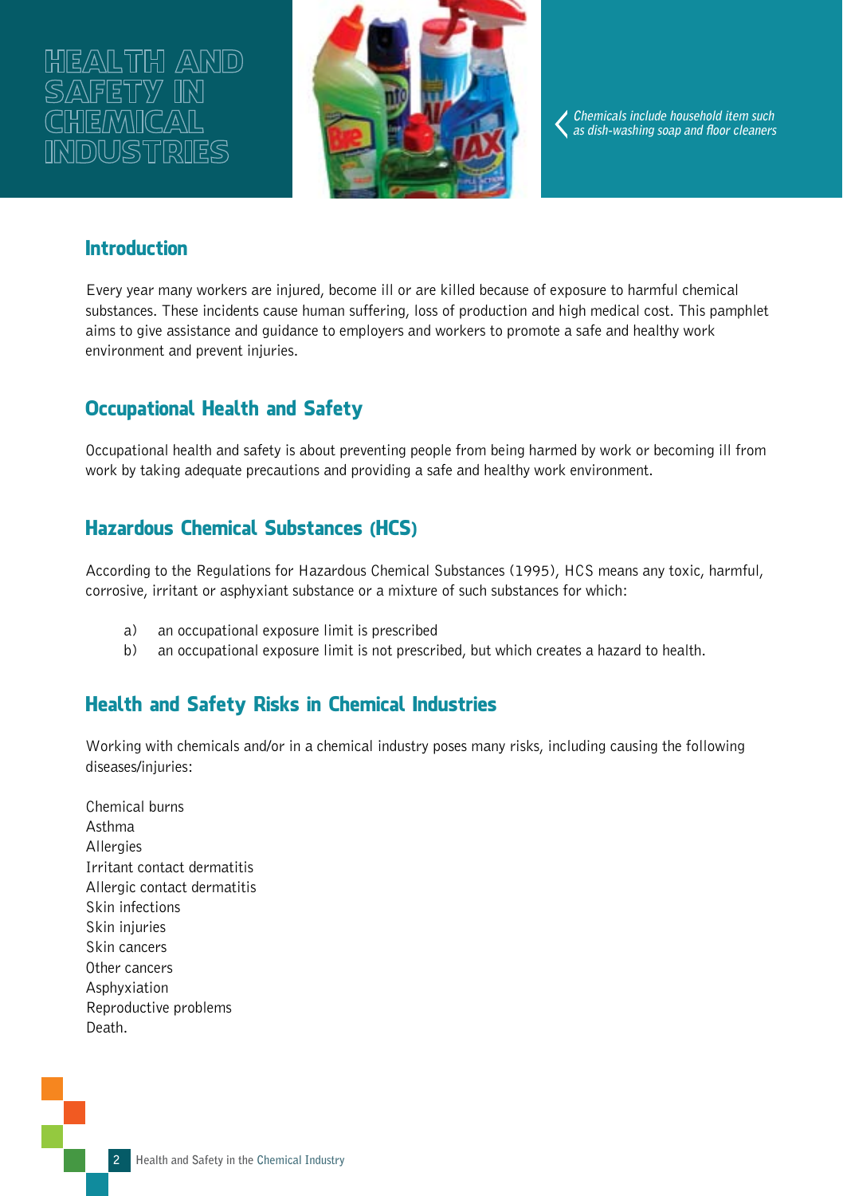# HEALTH AND SAFETY IN CHEMICAL INDUSTRIES

*Chemicals include household item such as dish-washing soap and floor cleaners*

## Introduction

Every year many workers are injured, become ill or are killed because of exposure to harmful chemical substances. These incidents cause human suffering, loss of production and high medical cost. This pamphlet aims to give assistance and guidance to employers and workers to promote a safe and healthy work environment and prevent injuries.

## Occupational Health and Safety

Occupational health and safety is about preventing people from being harmed by work or becoming ill from work by taking adequate precautions and providing a safe and healthy work environment.

## Hazardous Chemical Substances (HCS)

According to the Regulations for Hazardous Chemical Substances (1995), HCS means any toxic, harmful, corrosive, irritant or asphyxiant substance or a mixture of such substances for which:

a) an occupational exposure limit is prescribed
b) an occupational exposure limit is not prescribed, but which creates a hazard to health.

## Health and Safety Risks in Chemical Industries

Working with chemicals and/or in a chemical industry poses many risks, including causing the following diseases/injuries:

Chemical burns
Asthma
Allergies
Irritant contact dermatitis
Allergic contact dermatitis
Skin infections
Skin injuries
Skin cancers
Other cancers
Asphyxiation
Reproductive problems
Death.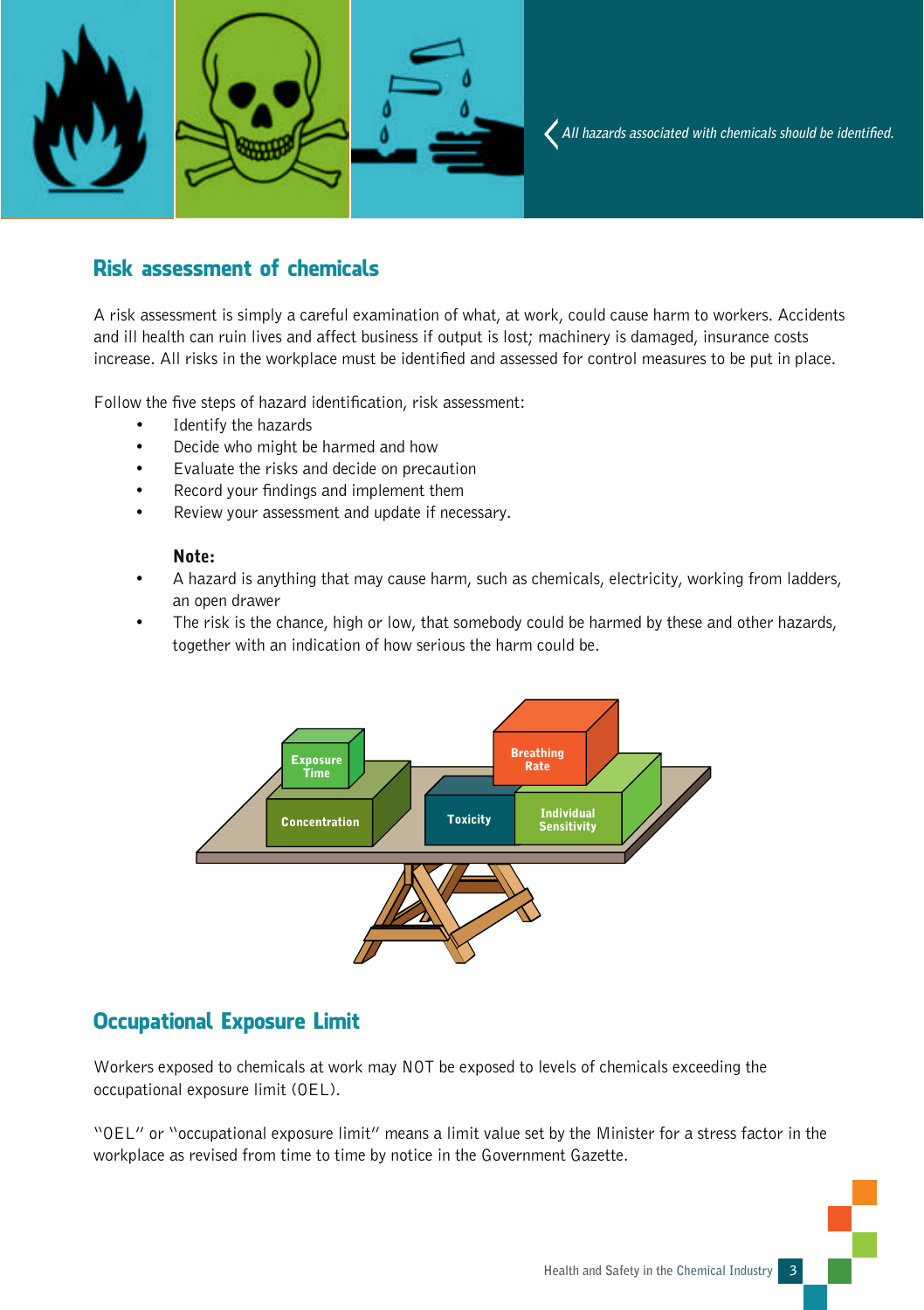*All hazards associated with chemicals should be identified.*

## Risk assessment of chemicals

A risk assessment is simply a careful examination of what, at work, could cause harm to workers. Accidents and ill health can ruin lives and affect business if output is lost; machinery is damaged, insurance costs increase. All risks in the workplace must be identified and assessed for control measures to be put in place.

Follow the five steps of hazard identification, risk assessment:

- Identify the hazards
- Decide who might be harmed and how
- Evaluate the risks and decide on precaution
- Record your findings and implement them
- Review your assessment and update if necessary.

**Note:**

- A hazard is anything that may cause harm, such as chemicals, electricity, working from ladders, an open drawer
- The risk is the chance, high or low, that somebody could be harmed by these and other hazards, together with an indication of how serious the harm could be.

Exposure Time, Concentration, Toxicity, Breathing Rate, Individual Sensitivity

## Occupational Exposure Limit

Workers exposed to chemicals at work may NOT be exposed to levels of chemicals exceeding the occupational exposure limit (OEL).

"OEL" or "occupational exposure limit" means a limit value set by the Minister for a stress factor in the workplace as revised from time to time by notice in the Government Gazette.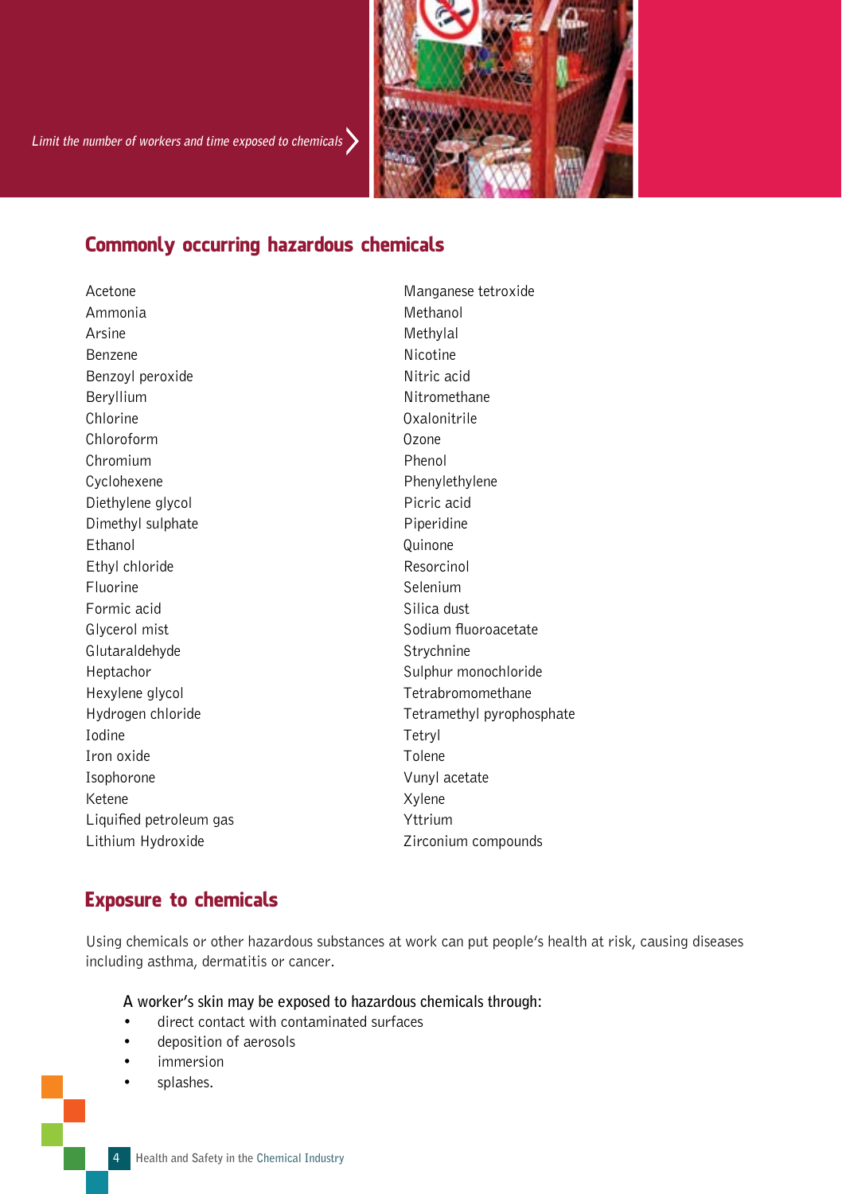*Limit the number of workers and time exposed to chemicals*

## Commonly occurring hazardous chemicals

- Acetone
- Ammonia
- Arsine
- Benzene
- Benzoyl peroxide
- Beryllium
- Chlorine
- Chloroform
- Chromium
- Cyclohexene
- Diethylene glycol
- Dimethyl sulphate
- Ethanol
- Ethyl chloride
- Fluorine
- Formic acid
- Glycerol mist
- Glutaraldehyde
- Heptachor
- Hexylene glycol
- Hydrogen chloride
- Iodine
- Iron oxide
- Isophorone
- Ketene
- Liquified petroleum gas
- Lithium Hydroxide
- Manganese tetroxide
- Methanol
- Methylal
- Nicotine
- Nitric acid
- Nitromethane
- Oxalonitrile
- Ozone
- Phenol
- Phenylethylene
- Picric acid
- Piperidine
- Quinone
- Resorcinol
- Selenium
- Silica dust
- Sodium fluoroacetate
- Strychnine
- Sulphur monochloride
- Tetrabromomethane
- Tetramethyl pyrophosphate
- Tetryl
- Tolene
- Vunyl acetate
- Xylene
- Yttrium
- Zirconium compounds

## Exposure to chemicals

Using chemicals or other hazardous substances at work can put people's health at risk, causing diseases including asthma, dermatitis or cancer.

A worker's skin may be exposed to hazardous chemicals through:

- direct contact with contaminated surfaces
- deposition of aerosols
- immersion
- splashes.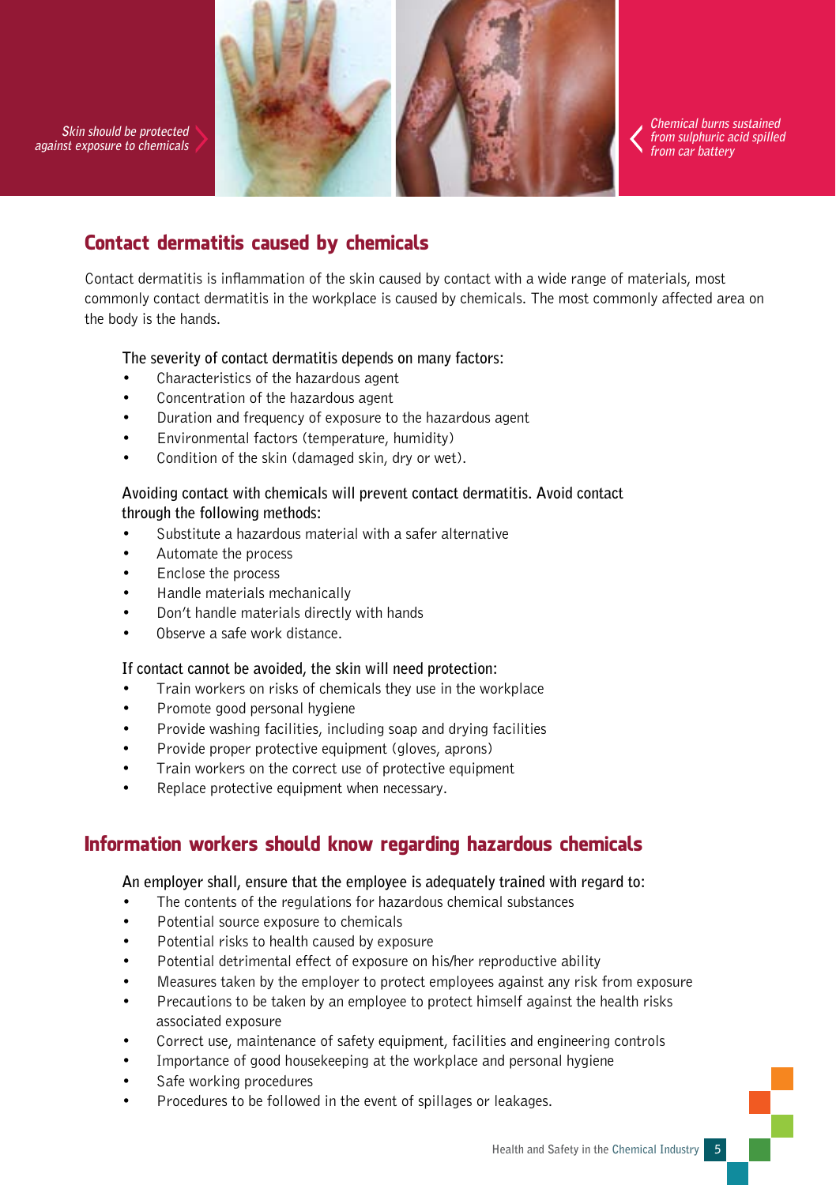*Skin should be protected against exposure to chemicals*

*Chemical burns sustained from sulphuric acid spilled from car battery*

## Contact dermatitis caused by chemicals

Contact dermatitis is inflammation of the skin caused by contact with a wide range of materials, most commonly contact dermatitis in the workplace is caused by chemicals. The most commonly affected area on the body is the hands.

The severity of contact dermatitis depends on many factors:

- Characteristics of the hazardous agent
- Concentration of the hazardous agent
- Duration and frequency of exposure to the hazardous agent
- Environmental factors (temperature, humidity)
- Condition of the skin (damaged skin, dry or wet).

Avoiding contact with chemicals will prevent contact dermatitis. Avoid contact through the following methods:

- Substitute a hazardous material with a safer alternative
- Automate the process
- Enclose the process
- Handle materials mechanically
- Don't handle materials directly with hands
- Observe a safe work distance.

If contact cannot be avoided, the skin will need protection:

- Train workers on risks of chemicals they use in the workplace
- Promote good personal hygiene
- Provide washing facilities, including soap and drying facilities
- Provide proper protective equipment (gloves, aprons)
- Train workers on the correct use of protective equipment
- Replace protective equipment when necessary.

## Information workers should know regarding hazardous chemicals

An employer shall, ensure that the employee is adequately trained with regard to:

- The contents of the regulations for hazardous chemical substances
- Potential source exposure to chemicals
- Potential risks to health caused by exposure
- Potential detrimental effect of exposure on his/her reproductive ability
- Measures taken by the employer to protect employees against any risk from exposure
- Precautions to be taken by an employee to protect himself against the health risks associated exposure
- Correct use, maintenance of safety equipment, facilities and engineering controls
- Importance of good housekeeping at the workplace and personal hygiene
- Safe working procedures
- Procedures to be followed in the event of spillages or leakages.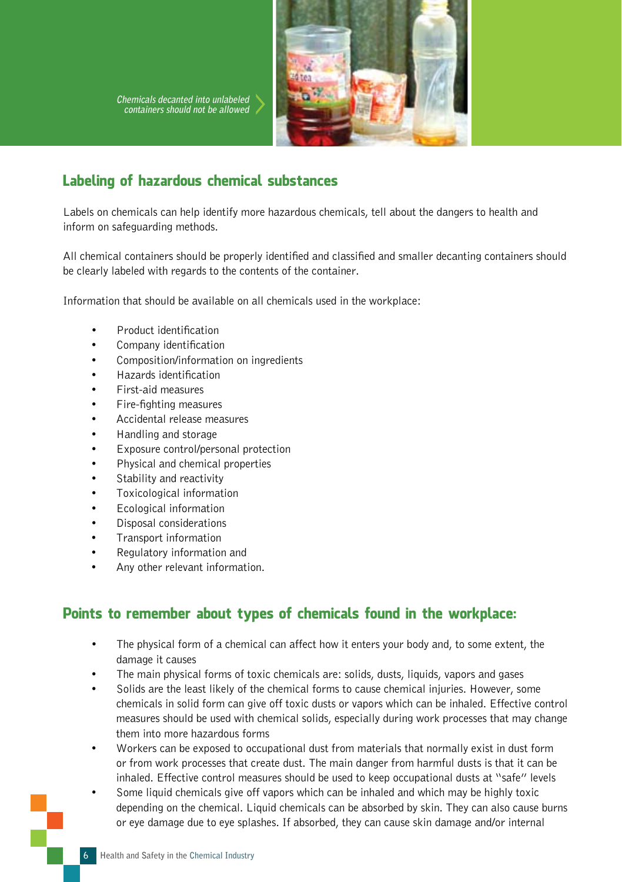*Chemicals decanted into unlabeled containers should not be allowed*

## Labeling of hazardous chemical substances

Labels on chemicals can help identify more hazardous chemicals, tell about the dangers to health and inform on safeguarding methods.

All chemical containers should be properly identified and classified and smaller decanting containers should be clearly labeled with regards to the contents of the container.

Information that should be available on all chemicals used in the workplace:

- Product identification
- Company identification
- Composition/information on ingredients
- Hazards identification
- First-aid measures
- Fire-fighting measures
- Accidental release measures
- Handling and storage
- Exposure control/personal protection
- Physical and chemical properties
- Stability and reactivity
- Toxicological information
- Ecological information
- Disposal considerations
- Transport information
- Regulatory information and
- Any other relevant information.

## Points to remember about types of chemicals found in the workplace:

- The physical form of a chemical can affect how it enters your body and, to some extent, the damage it causes
- The main physical forms of toxic chemicals are: solids, dusts, liquids, vapors and gases
- Solids are the least likely of the chemical forms to cause chemical injuries. However, some chemicals in solid form can give off toxic dusts or vapors which can be inhaled. Effective control measures should be used with chemical solids, especially during work processes that may change them into more hazardous forms
- Workers can be exposed to occupational dust from materials that normally exist in dust form or from work processes that create dust. The main danger from harmful dusts is that it can be inhaled. Effective control measures should be used to keep occupational dusts at "safe" levels
- Some liquid chemicals give off vapors which can be inhaled and which may be highly toxic depending on the chemical. Liquid chemicals can be absorbed by skin. They can also cause burns or eye damage due to eye splashes. If absorbed, they can cause skin damage and/or internal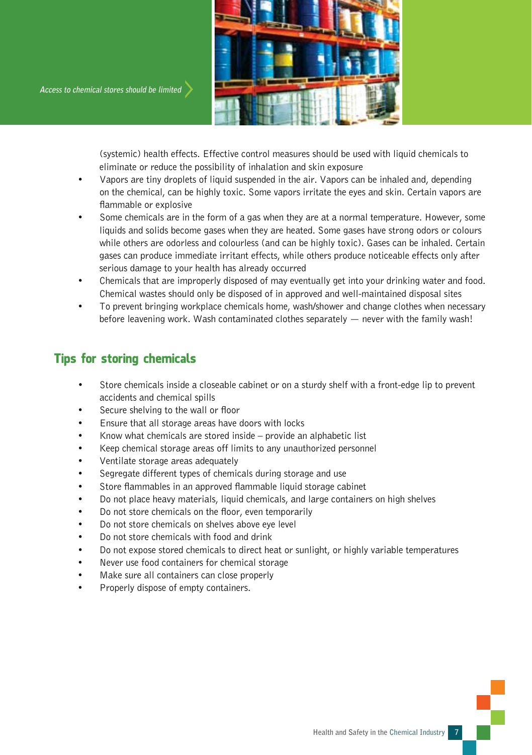*Access to chemical stores should be limited*

(systemic) health effects. Effective control measures should be used with liquid chemicals to eliminate or reduce the possibility of inhalation and skin exposure

- Vapors are tiny droplets of liquid suspended in the air. Vapors can be inhaled and, depending on the chemical, can be highly toxic. Some vapors irritate the eyes and skin. Certain vapors are flammable or explosive
- Some chemicals are in the form of a gas when they are at a normal temperature. However, some liquids and solids become gases when they are heated. Some gases have strong odors or colours while others are odorless and colourless (and can be highly toxic). Gases can be inhaled. Certain gases can produce immediate irritant effects, while others produce noticeable effects only after serious damage to your health has already occurred
- Chemicals that are improperly disposed of may eventually get into your drinking water and food. Chemical wastes should only be disposed of in approved and well-maintained disposal sites
- To prevent bringing workplace chemicals home, wash/shower and change clothes when necessary before leavening work. Wash contaminated clothes separately — never with the family wash!

## Tips for storing chemicals

- Store chemicals inside a closeable cabinet or on a sturdy shelf with a front-edge lip to prevent accidents and chemical spills
- Secure shelving to the wall or floor
- Ensure that all storage areas have doors with locks
- Know what chemicals are stored inside – provide an alphabetic list
- Keep chemical storage areas off limits to any unauthorized personnel
- Ventilate storage areas adequately
- Segregate different types of chemicals during storage and use
- Store flammables in an approved flammable liquid storage cabinet
- Do not place heavy materials, liquid chemicals, and large containers on high shelves
- Do not store chemicals on the floor, even temporarily
- Do not store chemicals on shelves above eye level
- Do not store chemicals with food and drink
- Do not expose stored chemicals to direct heat or sunlight, or highly variable temperatures
- Never use food containers for chemical storage
- Make sure all containers can close properly
- Properly dispose of empty containers.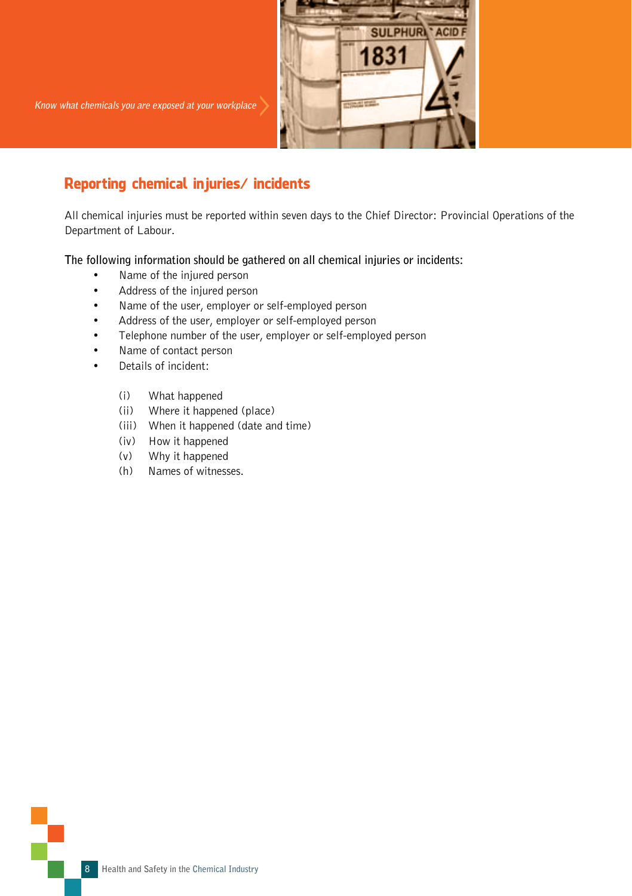*Know what chemicals you are exposed at your workplace*

## Reporting chemical injuries/ incidents

All chemical injuries must be reported within seven days to the Chief Director: Provincial Operations of the Department of Labour.

**The following information should be gathered on all chemical injuries or incidents:**

- Name of the injured person
- Address of the injured person
- Name of the user, employer or self-employed person
- Address of the user, employer or self-employed person
- Telephone number of the user, employer or self-employed person
- Name of contact person
- Details of incident:

  (i) What happened  
  (ii) Where it happened (place)  
  (iii) When it happened (date and time)  
  (iv) How it happened  
  (v) Why it happened  
  (h) Names of witnesses.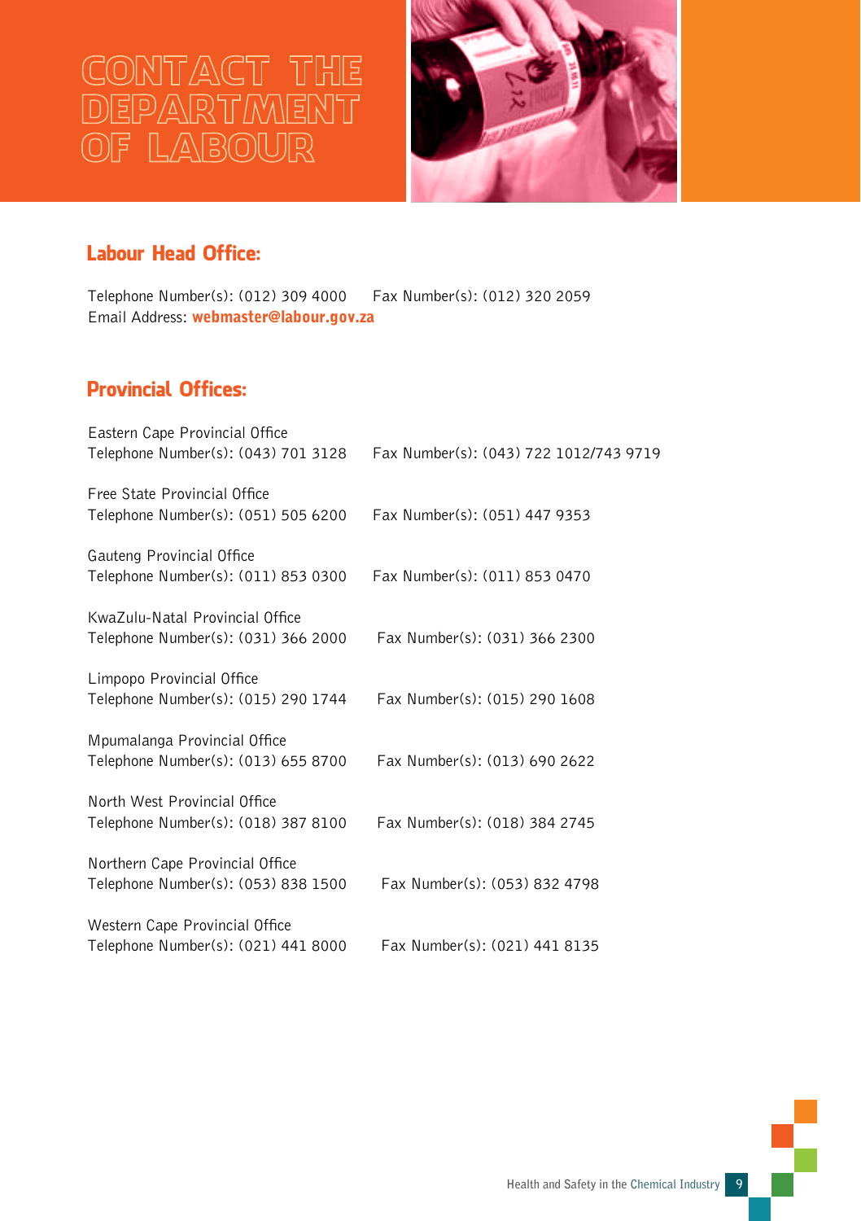# CONTACT THE DEPARTMENT OF LABOUR

## Labour Head Office:

Telephone Number(s): (012) 309 4000 Fax Number(s): (012) 320 2059
Email Address: **webmaster@labour.gov.za**

## Provincial Offices:

Eastern Cape Provincial Office
Telephone Number(s): (043) 701 3128 Fax Number(s): (043) 722 1012/743 9719

Free State Provincial Office
Telephone Number(s): (051) 505 6200 Fax Number(s): (051) 447 9353

Gauteng Provincial Office
Telephone Number(s): (011) 853 0300 Fax Number(s): (011) 853 0470

KwaZulu-Natal Provincial Office
Telephone Number(s): (031) 366 2000 Fax Number(s): (031) 366 2300

Limpopo Provincial Office
Telephone Number(s): (015) 290 1744 Fax Number(s): (015) 290 1608

Mpumalanga Provincial Office
Telephone Number(s): (013) 655 8700 Fax Number(s): (013) 690 2622

North West Provincial Office
Telephone Number(s): (018) 387 8100 Fax Number(s): (018) 384 2745

Northern Cape Provincial Office
Telephone Number(s): (053) 838 1500 Fax Number(s): (053) 832 4798

Western Cape Provincial Office
Telephone Number(s): (021) 441 8000 Fax Number(s): (021) 441 8135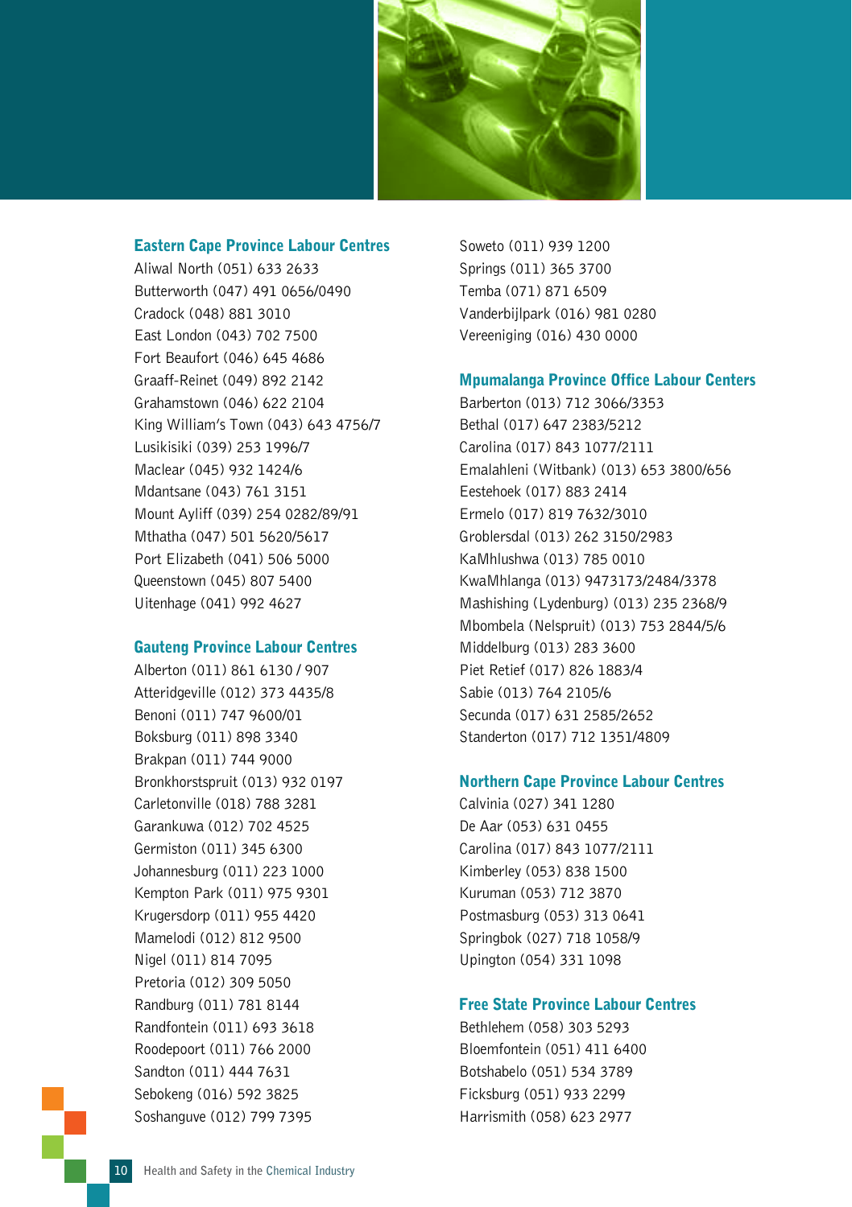### Eastern Cape Province Labour Centres

Aliwal North (051) 633 2633
Butterworth (047) 491 0656/0490
Cradock (048) 881 3010
East London (043) 702 7500
Fort Beaufort (046) 645 4686
Graaff-Reinet (049) 892 2142
Grahamstown (046) 622 2104
King William's Town (043) 643 4756/7
Lusikisiki (039) 253 1996/7
Maclear (045) 932 1424/6
Mdantsane (043) 761 3151
Mount Ayliff (039) 254 0282/89/91
Mthatha (047) 501 5620/5617
Port Elizabeth (041) 506 5000
Queenstown (045) 807 5400
Uitenhage (041) 992 4627

### Gauteng Province Labour Centres

Alberton (011) 861 6130 / 907
Atteridgeville (012) 373 4435/8
Benoni (011) 747 9600/01
Boksburg (011) 898 3340
Brakpan (011) 744 9000
Bronkhorstspruit (013) 932 0197
Carletonville (018) 788 3281
Garankuwa (012) 702 4525
Germiston (011) 345 6300
Johannesburg (011) 223 1000
Kempton Park (011) 975 9301
Krugersdorp (011) 955 4420
Mamelodi (012) 812 9500
Nigel (011) 814 7095
Pretoria (012) 309 5050
Randburg (011) 781 8144
Randfontein (011) 693 3618
Roodepoort (011) 766 2000
Sandton (011) 444 7631
Sebokeng (016) 592 3825
Soshanguve (012) 799 7395
Soweto (011) 939 1200
Springs (011) 365 3700
Temba (071) 871 6509
Vanderbijlpark (016) 981 0280
Vereeniging (016) 430 0000

### Mpumalanga Province Office Labour Centers

Barberton (013) 712 3066/3353
Bethal (017) 647 2383/5212
Carolina (017) 843 1077/2111
Emalahleni (Witbank) (013) 653 3800/656
Eestehoek (017) 883 2414
Ermelo (017) 819 7632/3010
Groblersdal (013) 262 3150/2983
KaMhlushwa (013) 785 0010
KwaMhlanga (013) 9473173/2484/3378
Mashishing (Lydenburg) (013) 235 2368/9
Mbombela (Nelspruit) (013) 753 2844/5/6
Middelburg (013) 283 3600
Piet Retief (017) 826 1883/4
Sabie (013) 764 2105/6
Secunda (017) 631 2585/2652
Standerton (017) 712 1351/4809

### Northern Cape Province Labour Centres

Calvinia (027) 341 1280
De Aar (053) 631 0455
Carolina (017) 843 1077/2111
Kimberley (053) 838 1500
Kuruman (053) 712 3870
Postmasburg (053) 313 0641
Springbok (027) 718 1058/9
Upington (054) 331 1098

### Free State Province Labour Centres

Bethlehem (058) 303 5293
Bloemfontein (051) 411 6400
Botshabelo (051) 534 3789
Ficksburg (051) 933 2299
Harrismith (058) 623 2977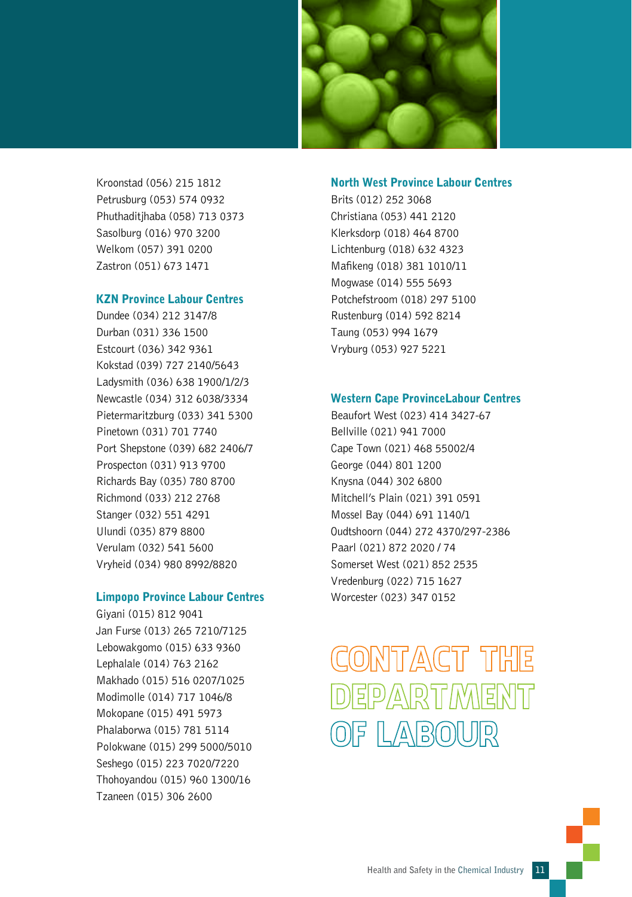Kroonstad (056) 215 1812
Petrusburg (053) 574 0932
Phuthaditjhaba (058) 713 0373
Sasolburg (016) 970 3200
Welkom (057) 391 0200
Zastron (051) 673 1471

### KZN Province Labour Centres

Dundee (034) 212 3147/8
Durban (031) 336 1500
Estcourt (036) 342 9361
Kokstad (039) 727 2140/5643
Ladysmith (036) 638 1900/1/2/3
Newcastle (034) 312 6038/3334
Pietermaritzburg (033) 341 5300
Pinetown (031) 701 7740
Port Shepstone (039) 682 2406/7
Prospecton (031) 913 9700
Richards Bay (035) 780 8700
Richmond (033) 212 2768
Stanger (032) 551 4291
Ulundi (035) 879 8800
Verulam (032) 541 5600
Vryheid (034) 980 8992/8820

### Limpopo Province Labour Centres

Giyani (015) 812 9041
Jan Furse (013) 265 7210/7125
Lebowakgomo (015) 633 9360
Lephalale (014) 763 2162
Makhado (015) 516 0207/1025
Modimolle (014) 717 1046/8
Mokopane (015) 491 5973
Phalaborwa (015) 781 5114
Polokwane (015) 299 5000/5010
Seshego (015) 223 7020/7220
Thohoyandou (015) 960 1300/16
Tzaneen (015) 306 2600

### North West Province Labour Centres

Brits (012) 252 3068
Christiana (053) 441 2120
Klerksdorp (018) 464 8700
Lichtenburg (018) 632 4323
Mafikeng (018) 381 1010/11
Mogwase (014) 555 5693
Potchefstroom (018) 297 5100
Rustenburg (014) 592 8214
Taung (053) 994 1679
Vryburg (053) 927 5221

### Western Cape ProvinceLabour Centres

Beaufort West (023) 414 3427-67
Bellville (021) 941 7000
Cape Town (021) 468 55002/4
George (044) 801 1200
Knysna (044) 302 6800
Mitchell's Plain (021) 391 0591
Mossel Bay (044) 691 1140/1
Oudtshoorn (044) 272 4370/297-2386
Paarl (021) 872 2020 / 74
Somerset West (021) 852 2535
Vredenburg (022) 715 1627
Worcester (023) 347 0152

# CONTACT THE DEPARTMENT OF LABOUR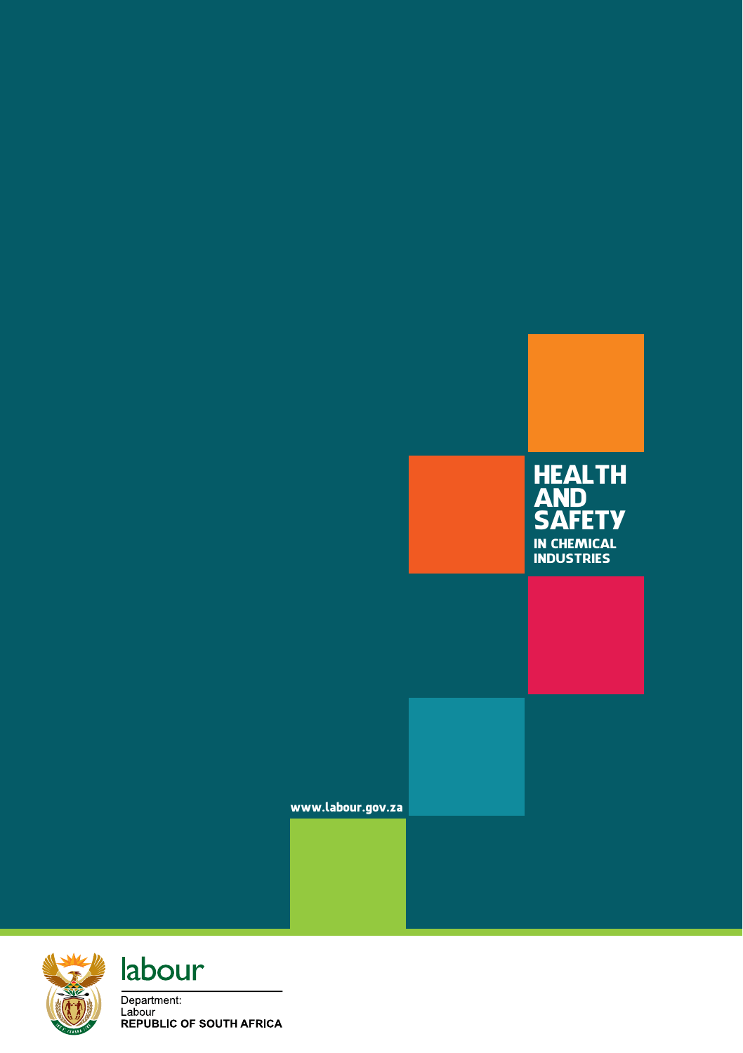# HEALTH AND SAFETY

IN CHEMICAL INDUSTRIES

www.labour.gov.za

labour

Department:
Labour
REPUBLIC OF SOUTH AFRICA